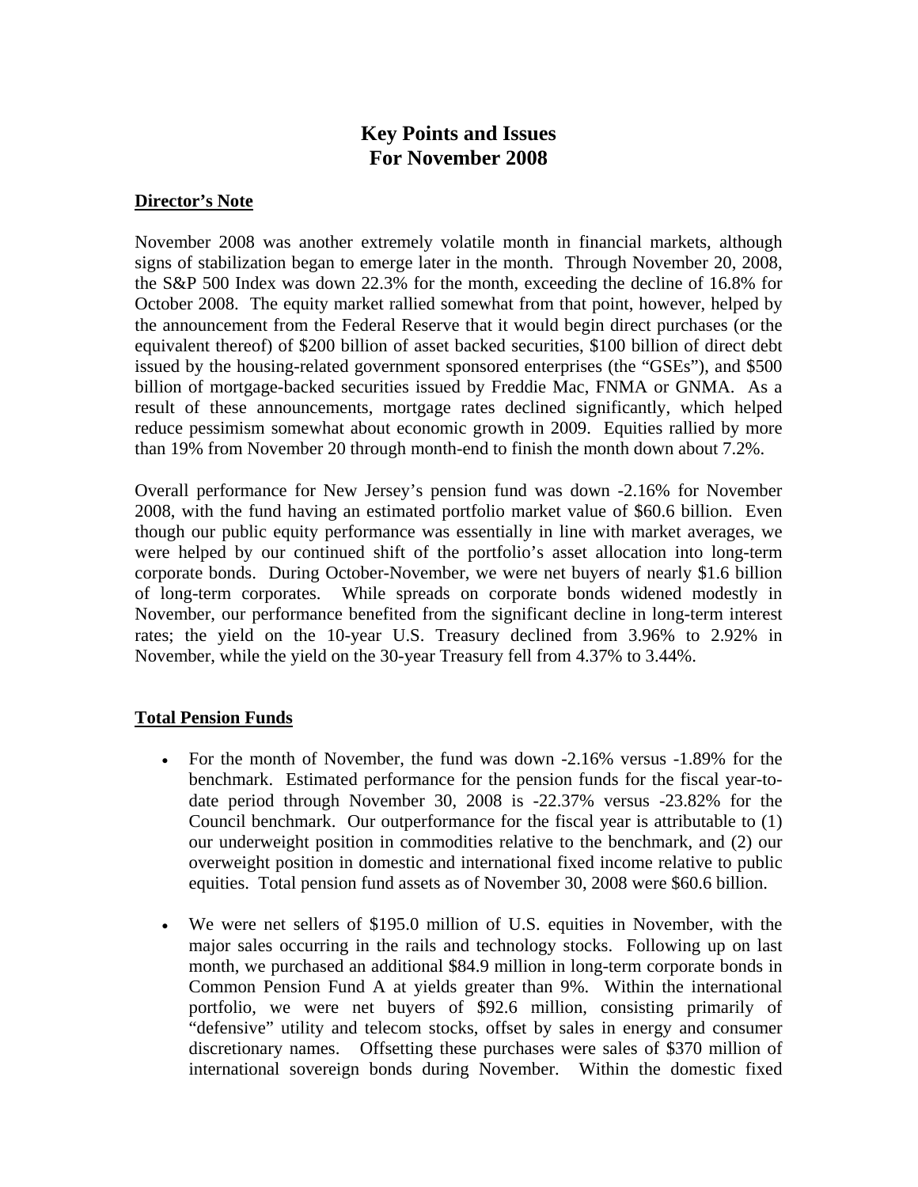# Key Points and Issues
# For November 2008

**Director's Note**

November 2008 was another extremely volatile month in financial markets, although signs of stabilization began to emerge later in the month. Through November 20, 2008, the S&P 500 Index was down 22.3% for the month, exceeding the decline of 16.8% for October 2008. The equity market rallied somewhat from that point, however, helped by the announcement from the Federal Reserve that it would begin direct purchases (or the equivalent thereof) of $200 billion of asset backed securities, $100 billion of direct debt issued by the housing-related government sponsored enterprises (the "GSEs"), and $500 billion of mortgage-backed securities issued by Freddie Mac, FNMA or GNMA. As a result of these announcements, mortgage rates declined significantly, which helped reduce pessimism somewhat about economic growth in 2009. Equities rallied by more than 19% from November 20 through month-end to finish the month down about 7.2%.

Overall performance for New Jersey's pension fund was down -2.16% for November 2008, with the fund having an estimated portfolio market value of $60.6 billion. Even though our public equity performance was essentially in line with market averages, we were helped by our continued shift of the portfolio's asset allocation into long-term corporate bonds. During October-November, we were net buyers of nearly $1.6 billion of long-term corporates. While spreads on corporate bonds widened modestly in November, our performance benefited from the significant decline in long-term interest rates; the yield on the 10-year U.S. Treasury declined from 3.96% to 2.92% in November, while the yield on the 30-year Treasury fell from 4.37% to 3.44%.

**Total Pension Funds**

- For the month of November, the fund was down -2.16% versus -1.89% for the benchmark. Estimated performance for the pension funds for the fiscal year-to-date period through November 30, 2008 is -22.37% versus -23.82% for the Council benchmark. Our outperformance for the fiscal year is attributable to (1) our underweight position in commodities relative to the benchmark, and (2) our overweight position in domestic and international fixed income relative to public equities. Total pension fund assets as of November 30, 2008 were $60.6 billion.

- We were net sellers of $195.0 million of U.S. equities in November, with the major sales occurring in the rails and technology stocks. Following up on last month, we purchased an additional $84.9 million in long-term corporate bonds in Common Pension Fund A at yields greater than 9%. Within the international portfolio, we were net buyers of $92.6 million, consisting primarily of "defensive" utility and telecom stocks, offset by sales in energy and consumer discretionary names. Offsetting these purchases were sales of $370 million of international sovereign bonds during November. Within the domestic fixed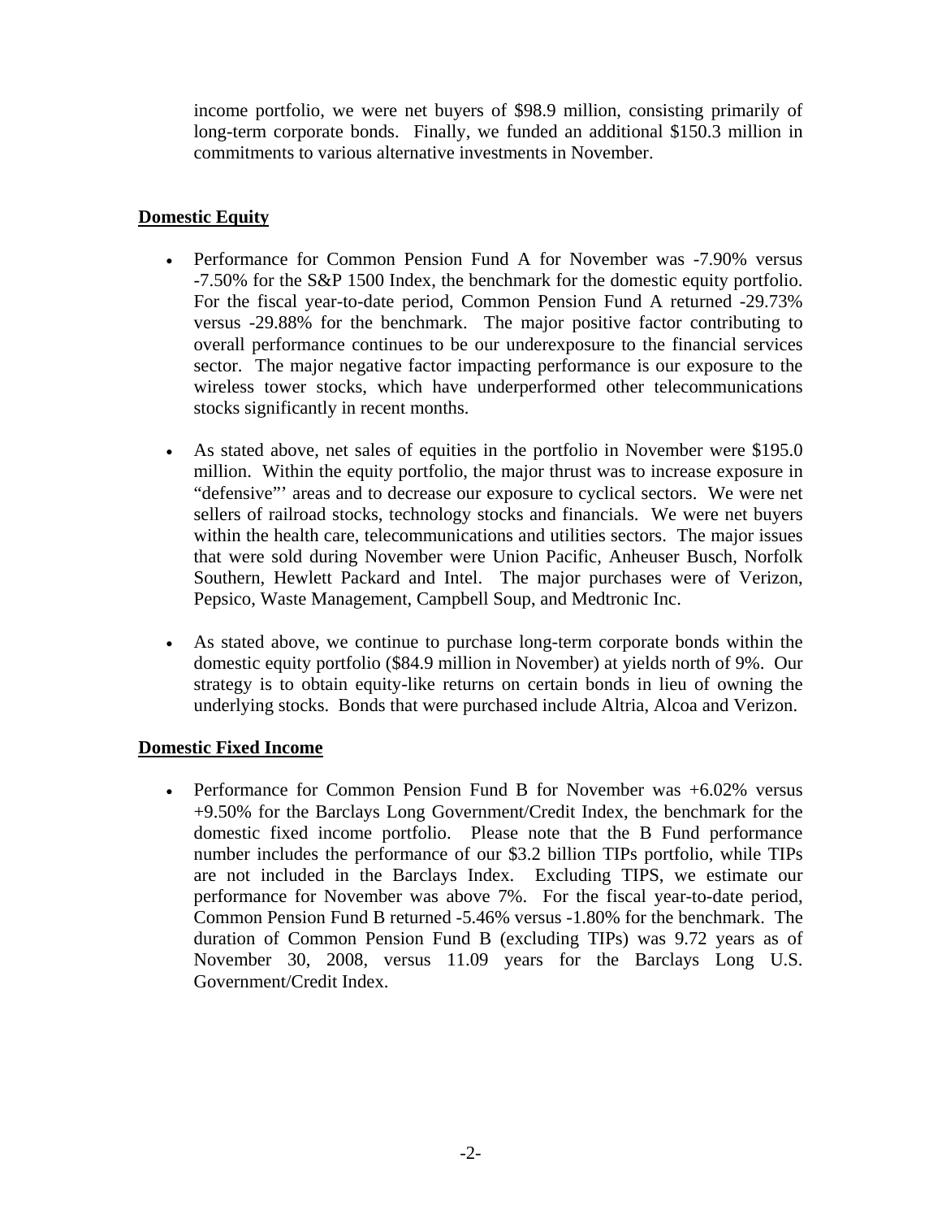income portfolio, we were net buyers of $98.9 million, consisting primarily of long-term corporate bonds. Finally, we funded an additional $150.3 million in commitments to various alternative investments in November.

## Domestic Equity

- Performance for Common Pension Fund A for November was -7.90% versus -7.50% for the S&P 1500 Index, the benchmark for the domestic equity portfolio. For the fiscal year-to-date period, Common Pension Fund A returned -29.73% versus -29.88% for the benchmark. The major positive factor contributing to overall performance continues to be our underexposure to the financial services sector. The major negative factor impacting performance is our exposure to the wireless tower stocks, which have underperformed other telecommunications stocks significantly in recent months.

- As stated above, net sales of equities in the portfolio in November were $195.0 million. Within the equity portfolio, the major thrust was to increase exposure in "defensive"' areas and to decrease our exposure to cyclical sectors. We were net sellers of railroad stocks, technology stocks and financials. We were net buyers within the health care, telecommunications and utilities sectors. The major issues that were sold during November were Union Pacific, Anheuser Busch, Norfolk Southern, Hewlett Packard and Intel. The major purchases were of Verizon, Pepsico, Waste Management, Campbell Soup, and Medtronic Inc.

- As stated above, we continue to purchase long-term corporate bonds within the domestic equity portfolio ($84.9 million in November) at yields north of 9%. Our strategy is to obtain equity-like returns on certain bonds in lieu of owning the underlying stocks. Bonds that were purchased include Altria, Alcoa and Verizon.

## Domestic Fixed Income

- Performance for Common Pension Fund B for November was +6.02% versus +9.50% for the Barclays Long Government/Credit Index, the benchmark for the domestic fixed income portfolio. Please note that the B Fund performance number includes the performance of our $3.2 billion TIPs portfolio, while TIPs are not included in the Barclays Index. Excluding TIPS, we estimate our performance for November was above 7%. For the fiscal year-to-date period, Common Pension Fund B returned -5.46% versus -1.80% for the benchmark. The duration of Common Pension Fund B (excluding TIPs) was 9.72 years as of November 30, 2008, versus 11.09 years for the Barclays Long U.S. Government/Credit Index.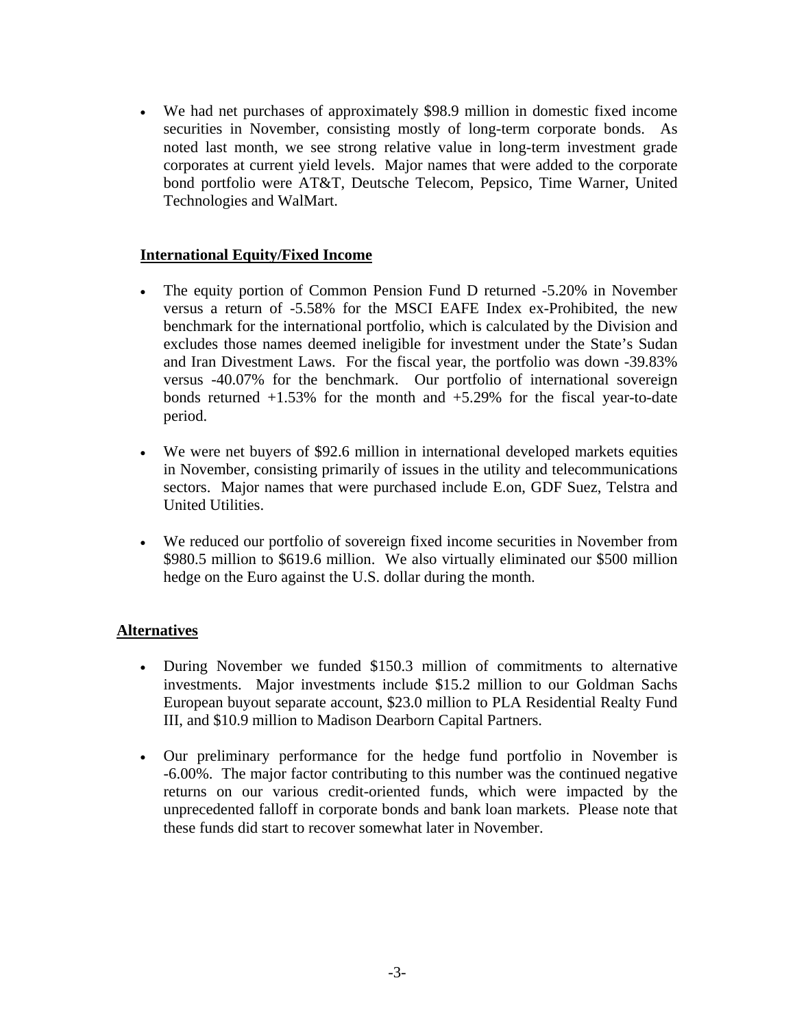- We had net purchases of approximately $98.9 million in domestic fixed income securities in November, consisting mostly of long-term corporate bonds. As noted last month, we see strong relative value in long-term investment grade corporates at current yield levels. Major names that were added to the corporate bond portfolio were AT&T, Deutsche Telecom, Pepsico, Time Warner, United Technologies and WalMart.

**International Equity/Fixed Income**

- The equity portion of Common Pension Fund D returned -5.20% in November versus a return of -5.58% for the MSCI EAFE Index ex-Prohibited, the new benchmark for the international portfolio, which is calculated by the Division and excludes those names deemed ineligible for investment under the State's Sudan and Iran Divestment Laws. For the fiscal year, the portfolio was down -39.83% versus -40.07% for the benchmark. Our portfolio of international sovereign bonds returned +1.53% for the month and +5.29% for the fiscal year-to-date period.

- We were net buyers of $92.6 million in international developed markets equities in November, consisting primarily of issues in the utility and telecommunications sectors. Major names that were purchased include E.on, GDF Suez, Telstra and United Utilities.

- We reduced our portfolio of sovereign fixed income securities in November from $980.5 million to $619.6 million. We also virtually eliminated our $500 million hedge on the Euro against the U.S. dollar during the month.

**Alternatives**

- During November we funded $150.3 million of commitments to alternative investments. Major investments include $15.2 million to our Goldman Sachs European buyout separate account, $23.0 million to PLA Residential Realty Fund III, and $10.9 million to Madison Dearborn Capital Partners.

- Our preliminary performance for the hedge fund portfolio in November is -6.00%. The major factor contributing to this number was the continued negative returns on our various credit-oriented funds, which were impacted by the unprecedented falloff in corporate bonds and bank loan markets. Please note that these funds did start to recover somewhat later in November.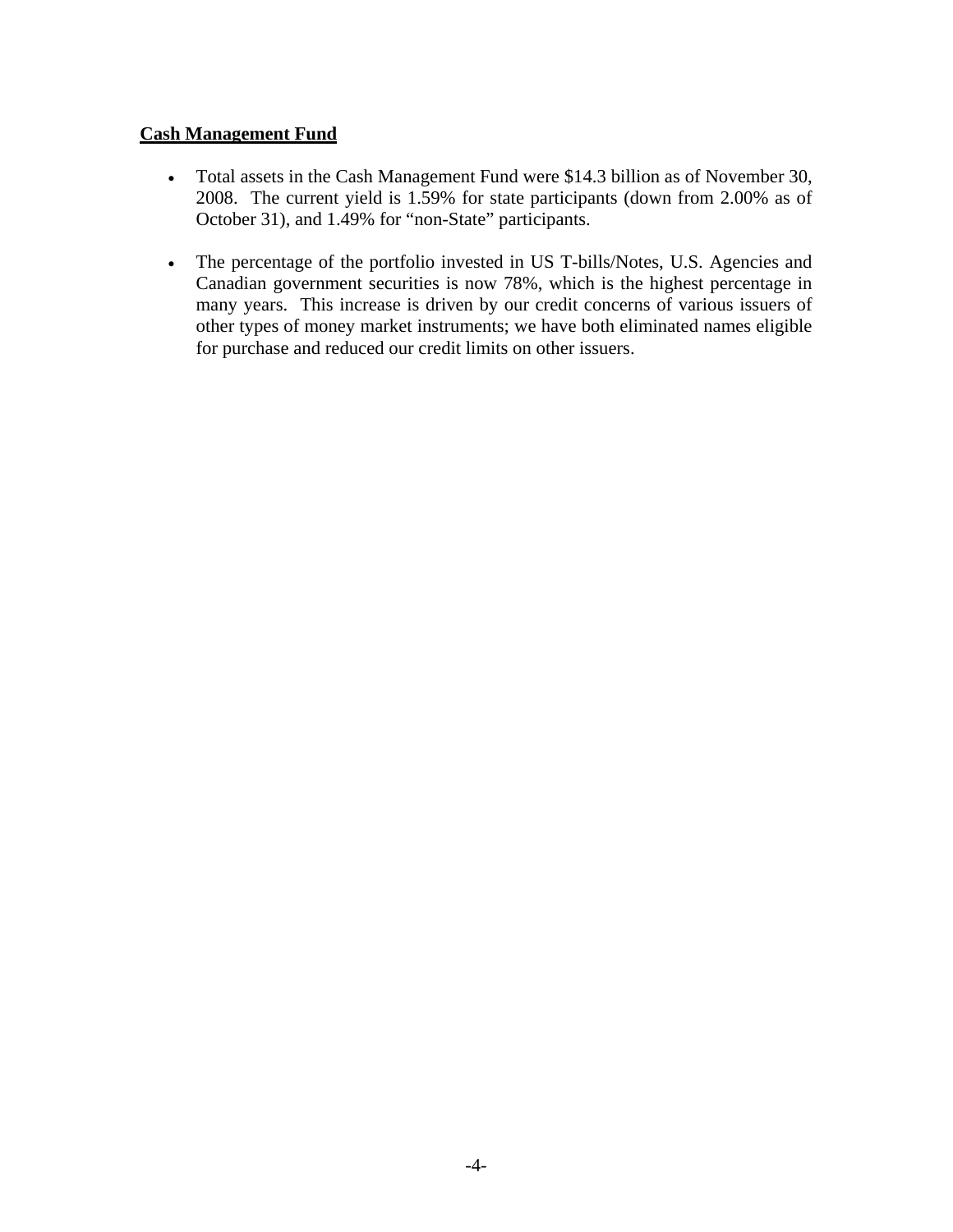**Cash Management Fund**

- Total assets in the Cash Management Fund were $14.3 billion as of November 30, 2008. The current yield is 1.59% for state participants (down from 2.00% as of October 31), and 1.49% for "non-State" participants.

- The percentage of the portfolio invested in US T-bills/Notes, U.S. Agencies and Canadian government securities is now 78%, which is the highest percentage in many years. This increase is driven by our credit concerns of various issuers of other types of money market instruments; we have both eliminated names eligible for purchase and reduced our credit limits on other issuers.